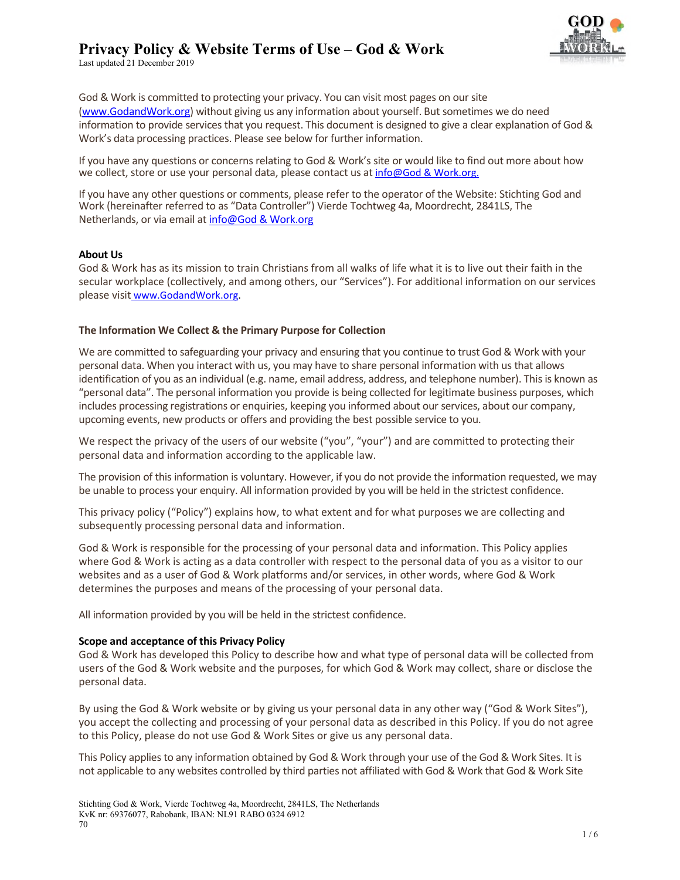# Privacy Policy & Website Terms of Use – God & Work

Last updated 21 December 2019

God & Work is committed to protecting your privacy. You can visit most pages on our site (www.GodandWork.org) without giving us any information about yourself. But sometimes we do need information to provide services that you request. This document is designed to give a clear explanation of God & Work's data processing practices. Please see below for further information.

If you have any questions or concerns relating to God & Work's site or would like to find out more about how we collect, store or use your personal data, please contact us at info@God & Work.org.

If you have any other questions or comments, please refer to the operator of the Website: Stichting God and Work (hereinafter referred to as "Data Controller") Vierde Tochtweg 4a, Moordrecht, 2841LS, The Netherlands, or via email at info@God & Work.org

**About Us**

God & Work has as its mission to train Christians from all walks of life what it is to live out their faith in the secular workplace (collectively, and among others, our "Services"). For additional information on our services please visit www.GodandWork.org.

**The Information We Collect & the Primary Purpose for Collection**

We are committed to safeguarding your privacy and ensuring that you continue to trust God & Work with your personal data. When you interact with us, you may have to share personal information with us that allows identification of you as an individual (e.g. name, email address, address, and telephone number). This is known as "personal data". The personal information you provide is being collected for legitimate business purposes, which includes processing registrations or enquiries, keeping you informed about our services, about our company, upcoming events, new products or offers and providing the best possible service to you.

We respect the privacy of the users of our website ("you", "your") and are committed to protecting their personal data and information according to the applicable law.

The provision of this information is voluntary. However, if you do not provide the information requested, we may be unable to process your enquiry. All information provided by you will be held in the strictest confidence.

This privacy policy ("Policy") explains how, to what extent and for what purposes we are collecting and subsequently processing personal data and information.

God & Work is responsible for the processing of your personal data and information. This Policy applies where God & Work is acting as a data controller with respect to the personal data of you as a visitor to our websites and as a user of God & Work platforms and/or services, in other words, where God & Work determines the purposes and means of the processing of your personal data.

All information provided by you will be held in the strictest confidence.

**Scope and acceptance of this Privacy Policy**

God & Work has developed this Policy to describe how and what type of personal data will be collected from users of the God & Work website and the purposes, for which God & Work may collect, share or disclose the personal data.

By using the God & Work website or by giving us your personal data in any other way ("God & Work Sites"), you accept the collecting and processing of your personal data as described in this Policy. If you do not agree to this Policy, please do not use God & Work Sites or give us any personal data.

This Policy applies to any information obtained by God & Work through your use of the God & Work Sites. It is not applicable to any websites controlled by third parties not affiliated with God & Work that God & Work Site

Stichting God & Work, Vierde Tochtweg 4a, Moordrecht, 2841LS, The Netherlands
KvK nr: 69376077, Rabobank, IBAN: NL91 RABO 0324 6912 70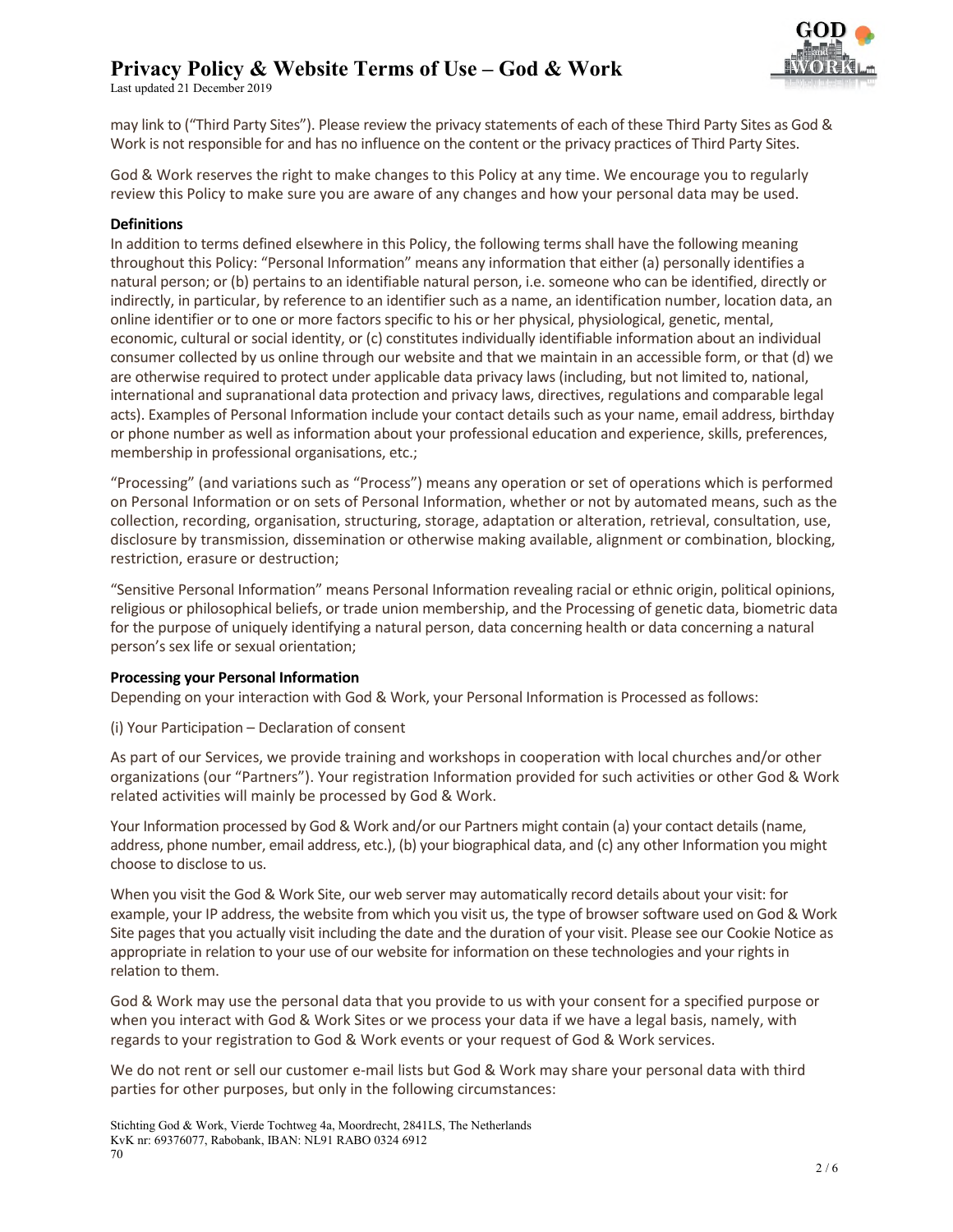may link to ("Third Party Sites"). Please review the privacy statements of each of these Third Party Sites as God & Work is not responsible for and has no influence on the content or the privacy practices of Third Party Sites.

God & Work reserves the right to make changes to this Policy at any time. We encourage you to regularly review this Policy to make sure you are aware of any changes and how your personal data may be used.

**Definitions**

In addition to terms defined elsewhere in this Policy, the following terms shall have the following meaning throughout this Policy: "Personal Information" means any information that either (a) personally identifies a natural person; or (b) pertains to an identifiable natural person, i.e. someone who can be identified, directly or indirectly, in particular, by reference to an identifier such as a name, an identification number, location data, an online identifier or to one or more factors specific to his or her physical, physiological, genetic, mental, economic, cultural or social identity, or (c) constitutes individually identifiable information about an individual consumer collected by us online through our website and that we maintain in an accessible form, or that (d) we are otherwise required to protect under applicable data privacy laws (including, but not limited to, national, international and supranational data protection and privacy laws, directives, regulations and comparable legal acts). Examples of Personal Information include your contact details such as your name, email address, birthday or phone number as well as information about your professional education and experience, skills, preferences, membership in professional organisations, etc.;

"Processing" (and variations such as "Process") means any operation or set of operations which is performed on Personal Information or on sets of Personal Information, whether or not by automated means, such as the collection, recording, organisation, structuring, storage, adaptation or alteration, retrieval, consultation, use, disclosure by transmission, dissemination or otherwise making available, alignment or combination, blocking, restriction, erasure or destruction;

"Sensitive Personal Information" means Personal Information revealing racial or ethnic origin, political opinions, religious or philosophical beliefs, or trade union membership, and the Processing of genetic data, biometric data for the purpose of uniquely identifying a natural person, data concerning health or data concerning a natural person's sex life or sexual orientation;

**Processing your Personal Information**

Depending on your interaction with God & Work, your Personal Information is Processed as follows:

(i) Your Participation – Declaration of consent

As part of our Services, we provide training and workshops in cooperation with local churches and/or other organizations (our "Partners"). Your registration Information provided for such activities or other God & Work related activities will mainly be processed by God & Work.

Your Information processed by God & Work and/or our Partners might contain (a) your contact details (name, address, phone number, email address, etc.), (b) your biographical data, and (c) any other Information you might choose to disclose to us.

When you visit the God & Work Site, our web server may automatically record details about your visit: for example, your IP address, the website from which you visit us, the type of browser software used on God & Work Site pages that you actually visit including the date and the duration of your visit. Please see our Cookie Notice as appropriate in relation to your use of our website for information on these technologies and your rights in relation to them.

God & Work may use the personal data that you provide to us with your consent for a specified purpose or when you interact with God & Work Sites or we process your data if we have a legal basis, namely, with regards to your registration to God & Work events or your request of God & Work services.

We do not rent or sell our customer e-mail lists but God & Work may share your personal data with third parties for other purposes, but only in the following circumstances: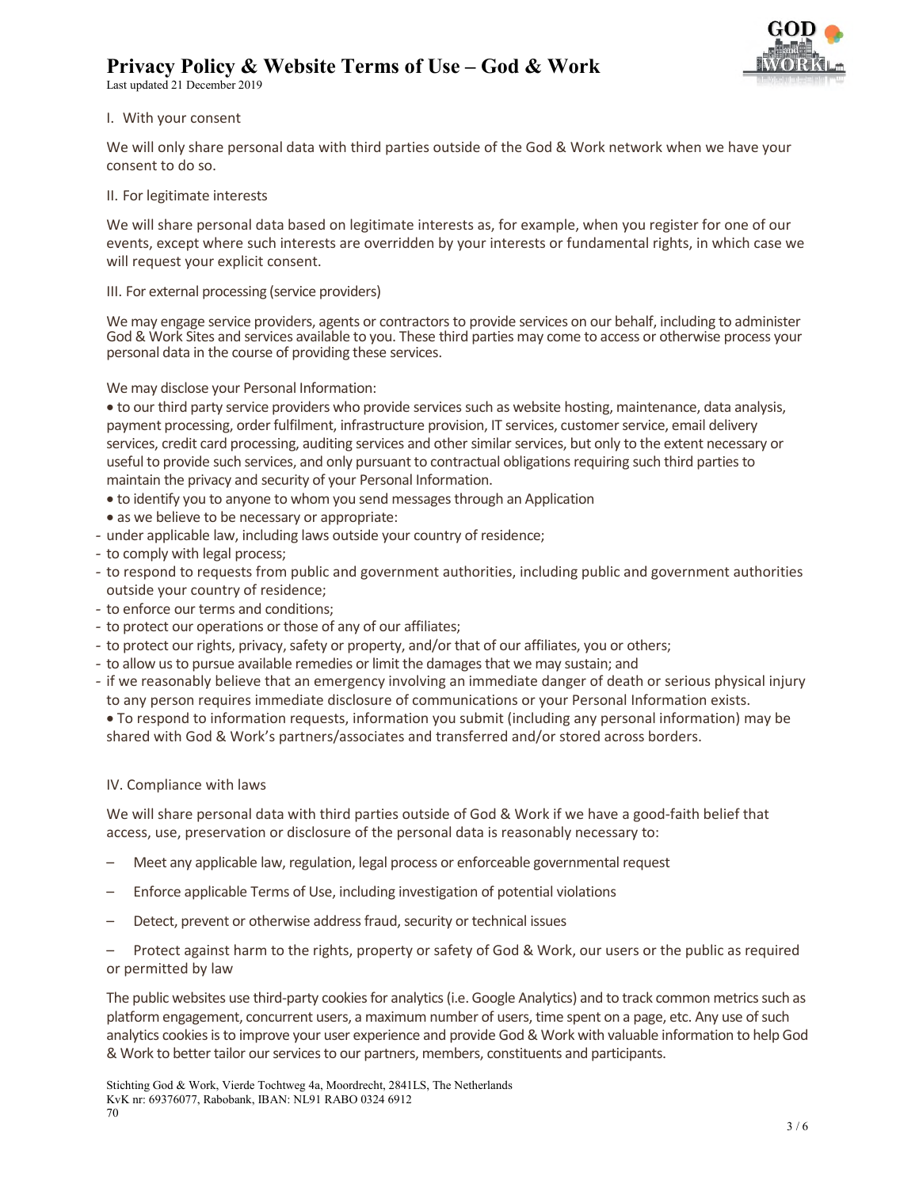I. With your consent

We will only share personal data with third parties outside of the God & Work network when we have your consent to do so.

II. For legitimate interests

We will share personal data based on legitimate interests as, for example, when you register for one of our events, except where such interests are overridden by your interests or fundamental rights, in which case we will request your explicit consent.

III. For external processing (service providers)

We may engage service providers, agents or contractors to provide services on our behalf, including to administer God & Work Sites and services available to you. These third parties may come to access or otherwise process your personal data in the course of providing these services.

We may disclose your Personal Information:

- to our third party service providers who provide services such as website hosting, maintenance, data analysis, payment processing, order fulfilment, infrastructure provision, IT services, customer service, email delivery services, credit card processing, auditing services and other similar services, but only to the extent necessary or useful to provide such services, and only pursuant to contractual obligations requiring such third parties to maintain the privacy and security of your Personal Information.
- to identify you to anyone to whom you send messages through an Application
- as we believe to be necessary or appropriate:
  - under applicable law, including laws outside your country of residence;
  - to comply with legal process;
  - to respond to requests from public and government authorities, including public and government authorities outside your country of residence;
  - to enforce our terms and conditions;
  - to protect our operations or those of any of our affiliates;
  - to protect our rights, privacy, safety or property, and/or that of our affiliates, you or others;
  - to allow us to pursue available remedies or limit the damages that we may sustain; and
  - if we reasonably believe that an emergency involving an immediate danger of death or serious physical injury to any person requires immediate disclosure of communications or your Personal Information exists.
- To respond to information requests, information you submit (including any personal information) may be shared with God & Work's partners/associates and transferred and/or stored across borders.

IV. Compliance with laws

We will share personal data with third parties outside of God & Work if we have a good-faith belief that access, use, preservation or disclosure of the personal data is reasonably necessary to:

- Meet any applicable law, regulation, legal process or enforceable governmental request
- Enforce applicable Terms of Use, including investigation of potential violations
- Detect, prevent or otherwise address fraud, security or technical issues
- Protect against harm to the rights, property or safety of God & Work, our users or the public as required or permitted by law

The public websites use third-party cookies for analytics (i.e. Google Analytics) and to track common metrics such as platform engagement, concurrent users, a maximum number of users, time spent on a page, etc. Any use of such analytics cookies is to improve your user experience and provide God & Work with valuable information to help God & Work to better tailor our services to our partners, members, constituents and participants.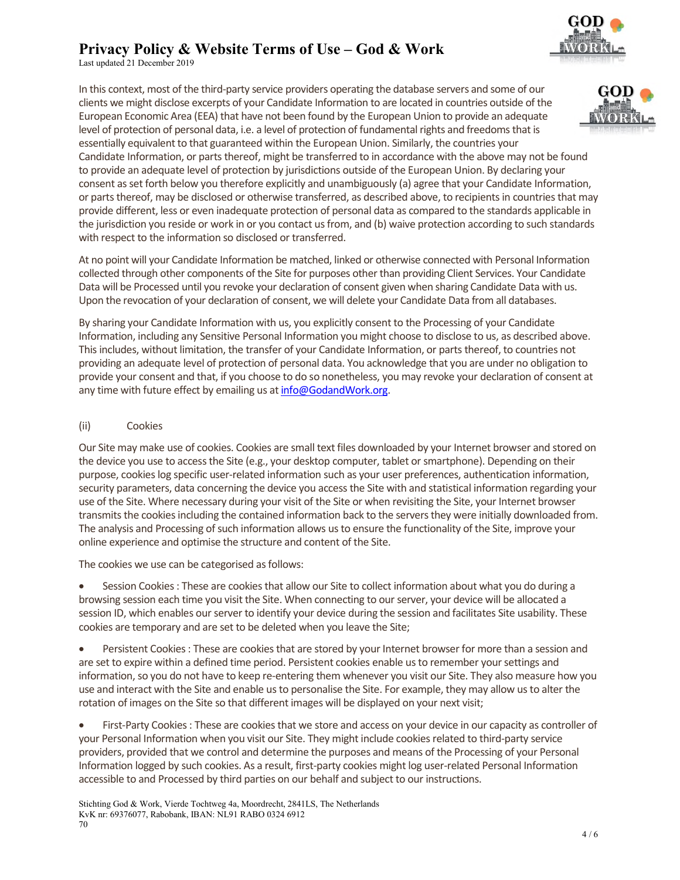In this context, most of the third-party service providers operating the database servers and some of our clients we might disclose excerpts of your Candidate Information to are located in countries outside of the European Economic Area (EEA) that have not been found by the European Union to provide an adequate level of protection of personal data, i.e. a level of protection of fundamental rights and freedoms that is essentially equivalent to that guaranteed within the European Union. Similarly, the countries your Candidate Information, or parts thereof, might be transferred to in accordance with the above may not be found to provide an adequate level of protection by jurisdictions outside of the European Union. By declaring your consent as set forth below you therefore explicitly and unambiguously (a) agree that your Candidate Information, or parts thereof, may be disclosed or otherwise transferred, as described above, to recipients in countries that may provide different, less or even inadequate protection of personal data as compared to the standards applicable in the jurisdiction you reside or work in or you contact us from, and (b) waive protection according to such standards with respect to the information so disclosed or transferred.

At no point will your Candidate Information be matched, linked or otherwise connected with Personal Information collected through other components of the Site for purposes other than providing Client Services. Your Candidate Data will be Processed until you revoke your declaration of consent given when sharing Candidate Data with us. Upon the revocation of your declaration of consent, we will delete your Candidate Data from all databases.

By sharing your Candidate Information with us, you explicitly consent to the Processing of your Candidate Information, including any Sensitive Personal Information you might choose to disclose to us, as described above. This includes, without limitation, the transfer of your Candidate Information, or parts thereof, to countries not providing an adequate level of protection of personal data. You acknowledge that you are under no obligation to provide your consent and that, if you choose to do so nonetheless, you may revoke your declaration of consent at any time with future effect by emailing us at info@GodandWork.org.

(ii) Cookies

Our Site may make use of cookies. Cookies are small text files downloaded by your Internet browser and stored on the device you use to access the Site (e.g., your desktop computer, tablet or smartphone). Depending on their purpose, cookies log specific user-related information such as your user preferences, authentication information, security parameters, data concerning the device you access the Site with and statistical information regarding your use of the Site. Where necessary during your visit of the Site or when revisiting the Site, your Internet browser transmits the cookies including the contained information back to the servers they were initially downloaded from. The analysis and Processing of such information allows us to ensure the functionality of the Site, improve your online experience and optimise the structure and content of the Site.

The cookies we use can be categorised as follows:

- Session Cookies : These are cookies that allow our Site to collect information about what you do during a browsing session each time you visit the Site. When connecting to our server, your device will be allocated a session ID, which enables our server to identify your device during the session and facilitates Site usability. These cookies are temporary and are set to be deleted when you leave the Site;

- Persistent Cookies : These are cookies that are stored by your Internet browser for more than a session and are set to expire within a defined time period. Persistent cookies enable us to remember your settings and information, so you do not have to keep re-entering them whenever you visit our Site. They also measure how you use and interact with the Site and enable us to personalise the Site. For example, they may allow us to alter the rotation of images on the Site so that different images will be displayed on your next visit;

- First-Party Cookies : These are cookies that we store and access on your device in our capacity as controller of your Personal Information when you visit our Site. They might include cookies related to third-party service providers, provided that we control and determine the purposes and means of the Processing of your Personal Information logged by such cookies. As a result, first-party cookies might log user-related Personal Information accessible to and Processed by third parties on our behalf and subject to our instructions.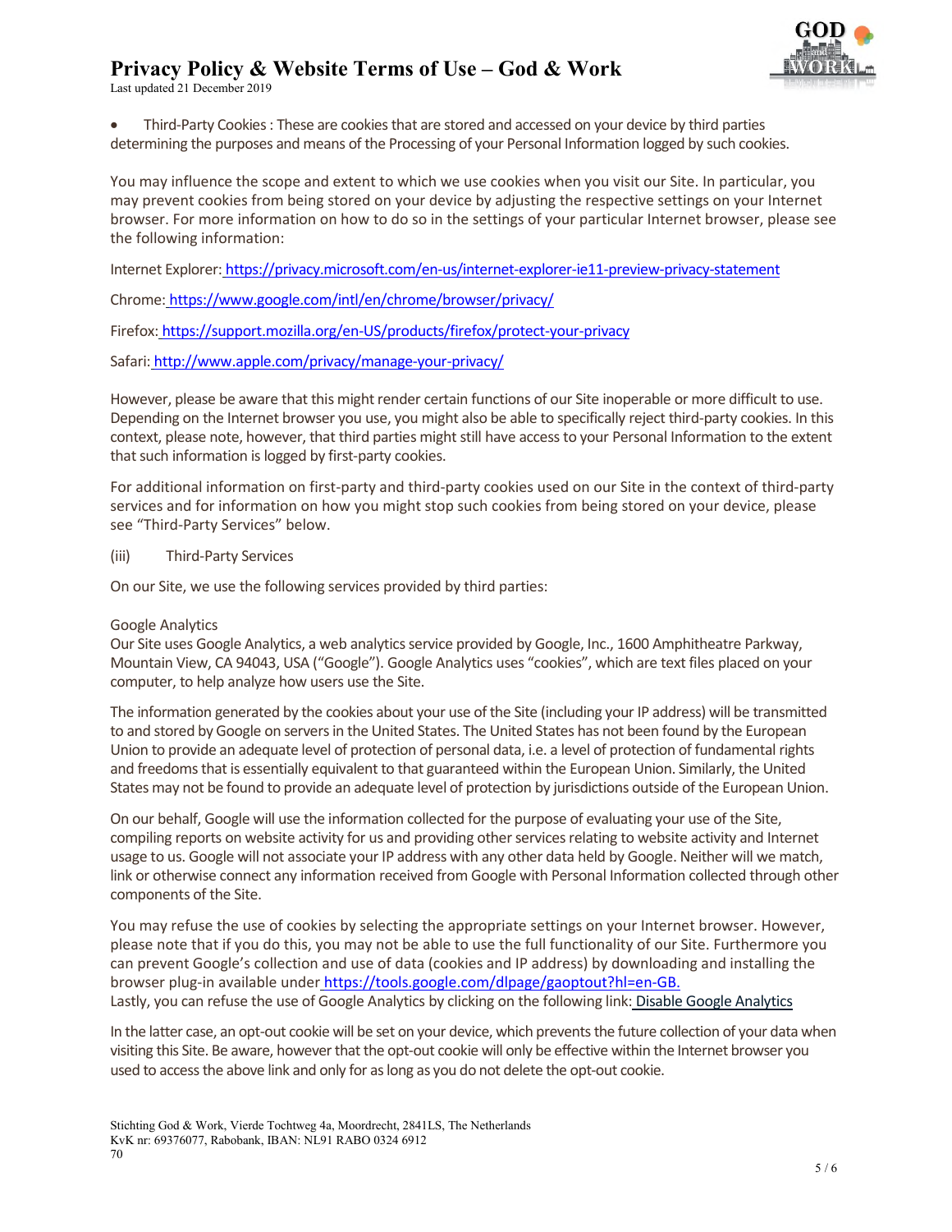- Third-Party Cookies : These are cookies that are stored and accessed on your device by third parties determining the purposes and means of the Processing of your Personal Information logged by such cookies.

You may influence the scope and extent to which we use cookies when you visit our Site. In particular, you may prevent cookies from being stored on your device by adjusting the respective settings on your Internet browser. For more information on how to do so in the settings of your particular Internet browser, please see the following information:

Internet Explorer: https://privacy.microsoft.com/en-us/internet-explorer-ie11-preview-privacy-statement

Chrome: https://www.google.com/intl/en/chrome/browser/privacy/

Firefox: https://support.mozilla.org/en-US/products/firefox/protect-your-privacy

Safari: http://www.apple.com/privacy/manage-your-privacy/

However, please be aware that this might render certain functions of our Site inoperable or more difficult to use. Depending on the Internet browser you use, you might also be able to specifically reject third-party cookies. In this context, please note, however, that third parties might still have access to your Personal Information to the extent that such information is logged by first-party cookies.

For additional information on first-party and third-party cookies used on our Site in the context of third-party services and for information on how you might stop such cookies from being stored on your device, please see “Third-Party Services” below.

(iii) Third-Party Services

On our Site, we use the following services provided by third parties:

Google Analytics
Our Site uses Google Analytics, a web analytics service provided by Google, Inc., 1600 Amphitheatre Parkway, Mountain View, CA 94043, USA (“Google”). Google Analytics uses “cookies”, which are text files placed on your computer, to help analyze how users use the Site.

The information generated by the cookies about your use of the Site (including your IP address) will be transmitted to and stored by Google on servers in the United States. The United States has not been found by the European Union to provide an adequate level of protection of personal data, i.e. a level of protection of fundamental rights and freedoms that is essentially equivalent to that guaranteed within the European Union. Similarly, the United States may not be found to provide an adequate level of protection by jurisdictions outside of the European Union.

On our behalf, Google will use the information collected for the purpose of evaluating your use of the Site, compiling reports on website activity for us and providing other services relating to website activity and Internet usage to us. Google will not associate your IP address with any other data held by Google. Neither will we match, link or otherwise connect any information received from Google with Personal Information collected through other components of the Site.

You may refuse the use of cookies by selecting the appropriate settings on your Internet browser. However, please note that if you do this, you may not be able to use the full functionality of our Site. Furthermore you can prevent Google’s collection and use of data (cookies and IP address) by downloading and installing the browser plug-in available under https://tools.google.com/dlpage/gaoptout?hl=en-GB.
Lastly, you can refuse the use of Google Analytics by clicking on the following link: Disable Google Analytics

In the latter case, an opt-out cookie will be set on your device, which prevents the future collection of your data when visiting this Site. Be aware, however that the opt-out cookie will only be effective within the Internet browser you used to access the above link and only for as long as you do not delete the opt-out cookie.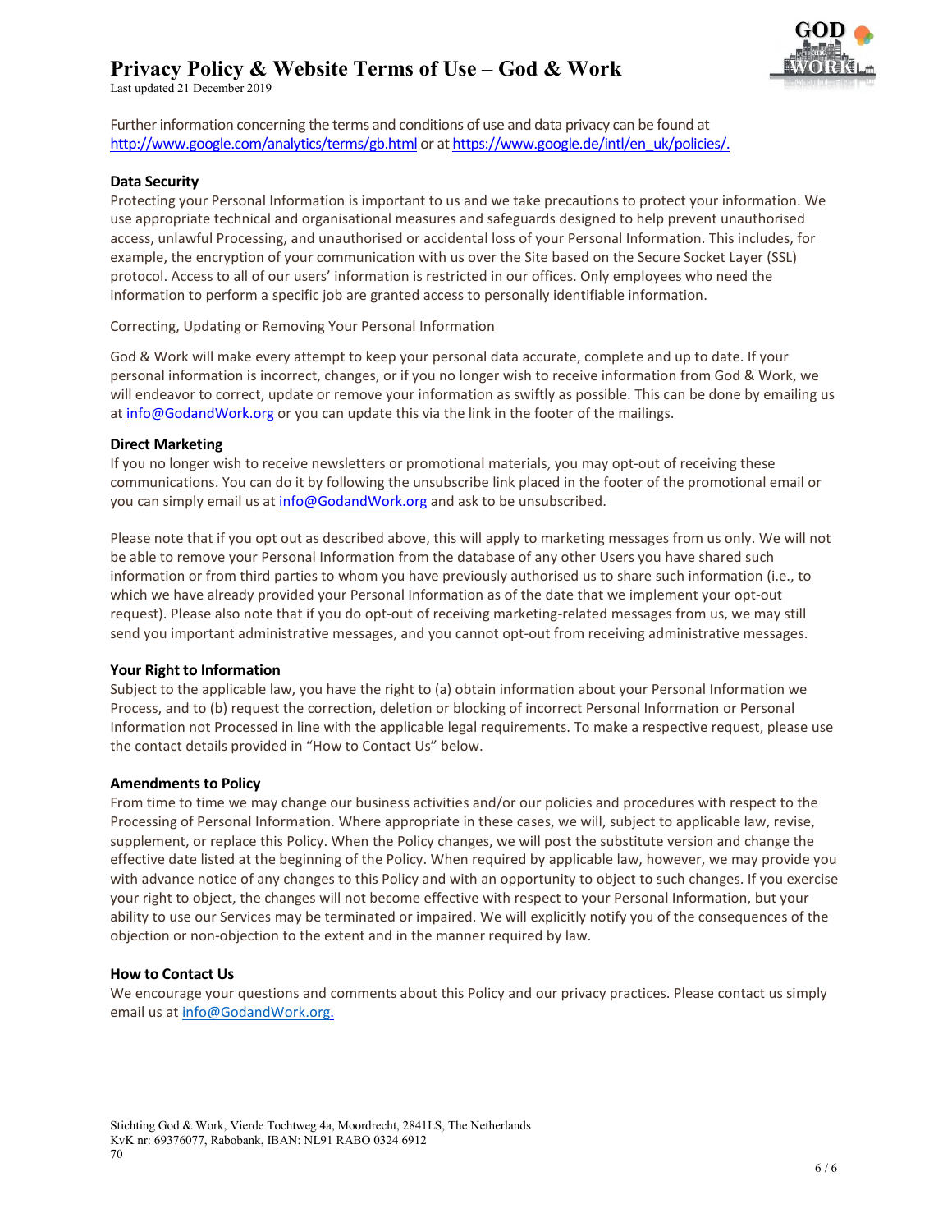Further information concerning the terms and conditions of use and data privacy can be found at http://www.google.com/analytics/terms/gb.html or at https://www.google.de/intl/en_uk/policies/.

**Data Security**

Protecting your Personal Information is important to us and we take precautions to protect your information. We use appropriate technical and organisational measures and safeguards designed to help prevent unauthorised access, unlawful Processing, and unauthorised or accidental loss of your Personal Information. This includes, for example, the encryption of your communication with us over the Site based on the Secure Socket Layer (SSL) protocol. Access to all of our users' information is restricted in our offices. Only employees who need the information to perform a specific job are granted access to personally identifiable information.

Correcting, Updating or Removing Your Personal Information

God & Work will make every attempt to keep your personal data accurate, complete and up to date. If your personal information is incorrect, changes, or if you no longer wish to receive information from God & Work, we will endeavor to correct, update or remove your information as swiftly as possible. This can be done by emailing us at info@GodandWork.org or you can update this via the link in the footer of the mailings.

**Direct Marketing**

If you no longer wish to receive newsletters or promotional materials, you may opt-out of receiving these communications. You can do it by following the unsubscribe link placed in the footer of the promotional email or you can simply email us at info@GodandWork.org and ask to be unsubscribed.

Please note that if you opt out as described above, this will apply to marketing messages from us only. We will not be able to remove your Personal Information from the database of any other Users you have shared such information or from third parties to whom you have previously authorised us to share such information (i.e., to which we have already provided your Personal Information as of the date that we implement your opt-out request). Please also note that if you do opt-out of receiving marketing-related messages from us, we may still send you important administrative messages, and you cannot opt-out from receiving administrative messages.

**Your Right to Information**

Subject to the applicable law, you have the right to (a) obtain information about your Personal Information we Process, and to (b) request the correction, deletion or blocking of incorrect Personal Information or Personal Information not Processed in line with the applicable legal requirements. To make a respective request, please use the contact details provided in "How to Contact Us" below.

**Amendments to Policy**

From time to time we may change our business activities and/or our policies and procedures with respect to the Processing of Personal Information. Where appropriate in these cases, we will, subject to applicable law, revise, supplement, or replace this Policy. When the Policy changes, we will post the substitute version and change the effective date listed at the beginning of the Policy. When required by applicable law, however, we may provide you with advance notice of any changes to this Policy and with an opportunity to object to such changes. If you exercise your right to object, the changes will not become effective with respect to your Personal Information, but your ability to use our Services may be terminated or impaired. We will explicitly notify you of the consequences of the objection or non-objection to the extent and in the manner required by law.

**How to Contact Us**

We encourage your questions and comments about this Policy and our privacy practices. Please contact us simply email us at info@GodandWork.org.